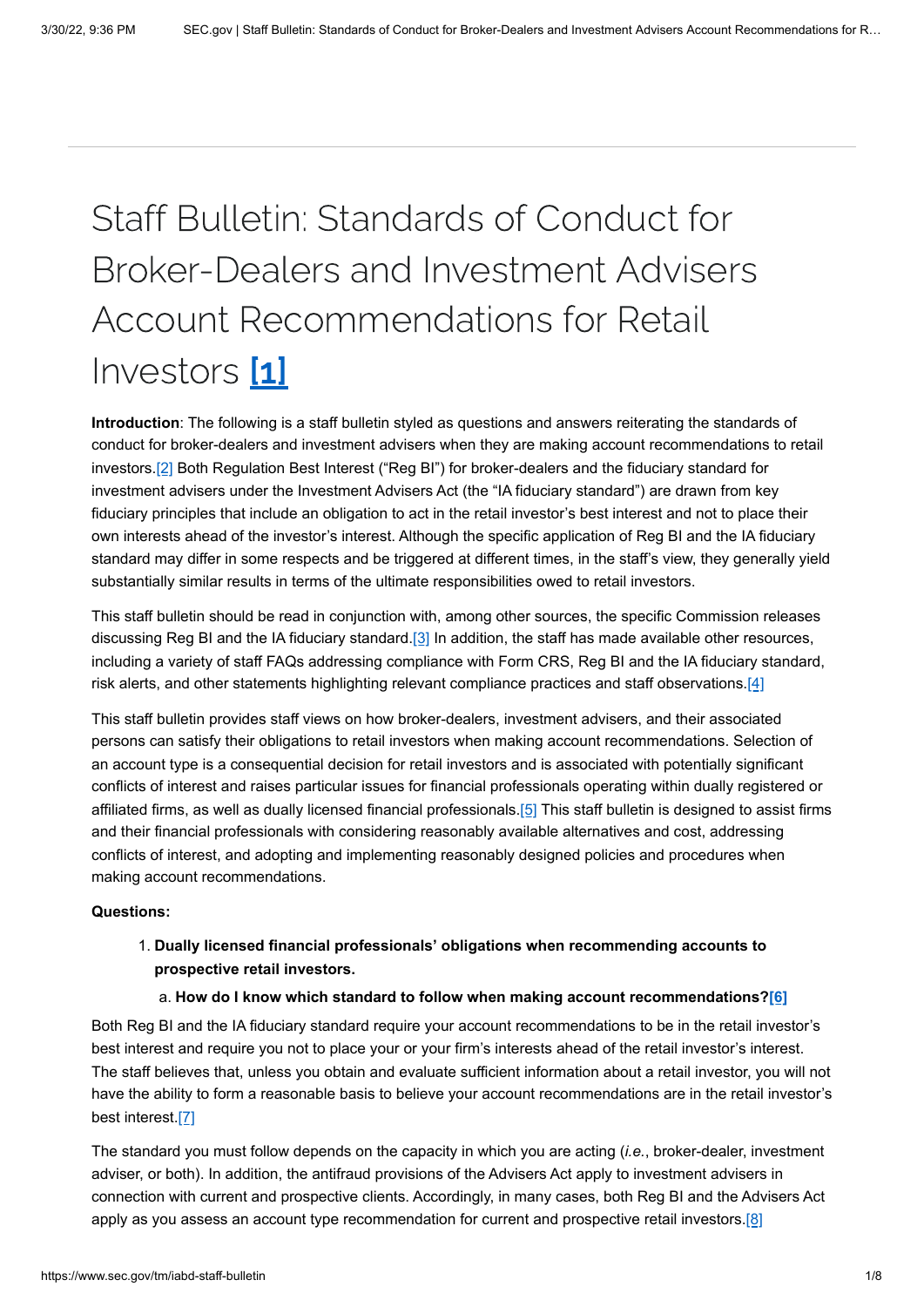# Staff Bulletin: Standards of Conduct for Broker-Dealers and Investment Advisers Account Recommendations for Retail Investors [1]

**Introduction**: The following is a staff bulletin styled as questions and answers reiterating the standards of conduct for broker-dealers and investment advisers when they are making account recommendations to retail investors.[2] Both Regulation Best Interest ("Reg BI") for broker-dealers and the fiduciary standard for investment advisers under the Investment Advisers Act (the "IA fiduciary standard") are drawn from key fiduciary principles that include an obligation to act in the retail investor's best interest and not to place their own interests ahead of the investor's interest. Although the specific application of Reg BI and the IA fiduciary standard may differ in some respects and be triggered at different times, in the staff's view, they generally yield substantially similar results in terms of the ultimate responsibilities owed to retail investors.

This staff bulletin should be read in conjunction with, among other sources, the specific Commission releases discussing Reg BI and the IA fiduciary standard.[3] In addition, the staff has made available other resources, including a variety of staff FAQs addressing compliance with Form CRS, Reg BI and the IA fiduciary standard, risk alerts, and other statements highlighting relevant compliance practices and staff observations.[4]

This staff bulletin provides staff views on how broker-dealers, investment advisers, and their associated persons can satisfy their obligations to retail investors when making account recommendations. Selection of an account type is a consequential decision for retail investors and is associated with potentially significant conflicts of interest and raises particular issues for financial professionals operating within dually registered or affiliated firms, as well as dually licensed financial professionals.[5] This staff bulletin is designed to assist firms and their financial professionals with considering reasonably available alternatives and cost, addressing conflicts of interest, and adopting and implementing reasonably designed policies and procedures when making account recommendations.

**Questions:**

1. **Dually licensed financial professionals' obligations when recommending accounts to prospective retail investors.**
   a. **How do I know which standard to follow when making account recommendations?[6]**

Both Reg BI and the IA fiduciary standard require your account recommendations to be in the retail investor's best interest and require you not to place your or your firm's interests ahead of the retail investor's interest. The staff believes that, unless you obtain and evaluate sufficient information about a retail investor, you will not have the ability to form a reasonable basis to believe your account recommendations are in the retail investor's best interest.[7]

The standard you must follow depends on the capacity in which you are acting (*i.e.*, broker-dealer, investment adviser, or both). In addition, the antifraud provisions of the Advisers Act apply to investment advisers in connection with current and prospective clients. Accordingly, in many cases, both Reg BI and the Advisers Act apply as you assess an account type recommendation for current and prospective retail investors.[8]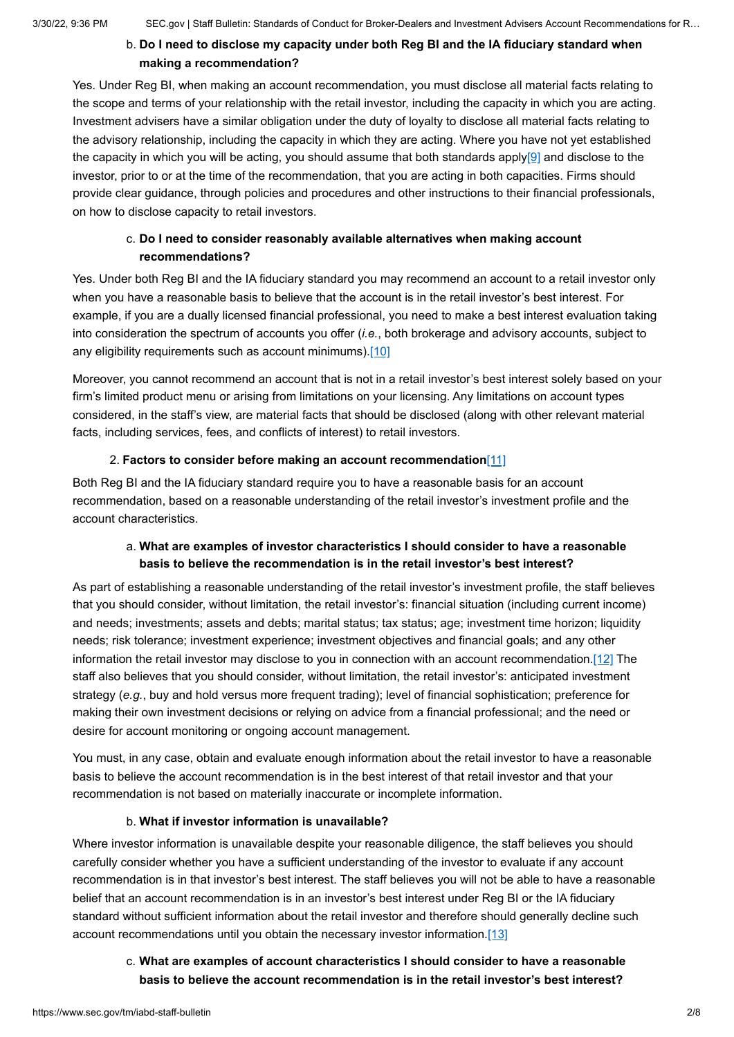b. **Do I need to disclose my capacity under both Reg BI and the IA fiduciary standard when making a recommendation?**

Yes. Under Reg BI, when making an account recommendation, you must disclose all material facts relating to the scope and terms of your relationship with the retail investor, including the capacity in which you are acting. Investment advisers have a similar obligation under the duty of loyalty to disclose all material facts relating to the advisory relationship, including the capacity in which they are acting. Where you have not yet established the capacity in which you will be acting, you should assume that both standards apply[9] and disclose to the investor, prior to or at the time of the recommendation, that you are acting in both capacities. Firms should provide clear guidance, through policies and procedures and other instructions to their financial professionals, on how to disclose capacity to retail investors.

c. **Do I need to consider reasonably available alternatives when making account recommendations?**

Yes. Under both Reg BI and the IA fiduciary standard you may recommend an account to a retail investor only when you have a reasonable basis to believe that the account is in the retail investor's best interest. For example, if you are a dually licensed financial professional, you need to make a best interest evaluation taking into consideration the spectrum of accounts you offer (*i.e.*, both brokerage and advisory accounts, subject to any eligibility requirements such as account minimums).[10]

Moreover, you cannot recommend an account that is not in a retail investor's best interest solely based on your firm's limited product menu or arising from limitations on your licensing. Any limitations on account types considered, in the staff's view, are material facts that should be disclosed (along with other relevant material facts, including services, fees, and conflicts of interest) to retail investors.

2. **Factors to consider before making an account recommendation**[11]

Both Reg BI and the IA fiduciary standard require you to have a reasonable basis for an account recommendation, based on a reasonable understanding of the retail investor's investment profile and the account characteristics.

a. **What are examples of investor characteristics I should consider to have a reasonable basis to believe the recommendation is in the retail investor's best interest?**

As part of establishing a reasonable understanding of the retail investor's investment profile, the staff believes that you should consider, without limitation, the retail investor's: financial situation (including current income) and needs; investments; assets and debts; marital status; tax status; age; investment time horizon; liquidity needs; risk tolerance; investment experience; investment objectives and financial goals; and any other information the retail investor may disclose to you in connection with an account recommendation.[12] The staff also believes that you should consider, without limitation, the retail investor's: anticipated investment strategy (*e.g.*, buy and hold versus more frequent trading); level of financial sophistication; preference for making their own investment decisions or relying on advice from a financial professional; and the need or desire for account monitoring or ongoing account management.

You must, in any case, obtain and evaluate enough information about the retail investor to have a reasonable basis to believe the account recommendation is in the best interest of that retail investor and that your recommendation is not based on materially inaccurate or incomplete information.

b. **What if investor information is unavailable?**

Where investor information is unavailable despite your reasonable diligence, the staff believes you should carefully consider whether you have a sufficient understanding of the investor to evaluate if any account recommendation is in that investor's best interest. The staff believes you will not be able to have a reasonable belief that an account recommendation is in an investor's best interest under Reg BI or the IA fiduciary standard without sufficient information about the retail investor and therefore should generally decline such account recommendations until you obtain the necessary investor information.[13]

c. **What are examples of account characteristics I should consider to have a reasonable basis to believe the account recommendation is in the retail investor's best interest?**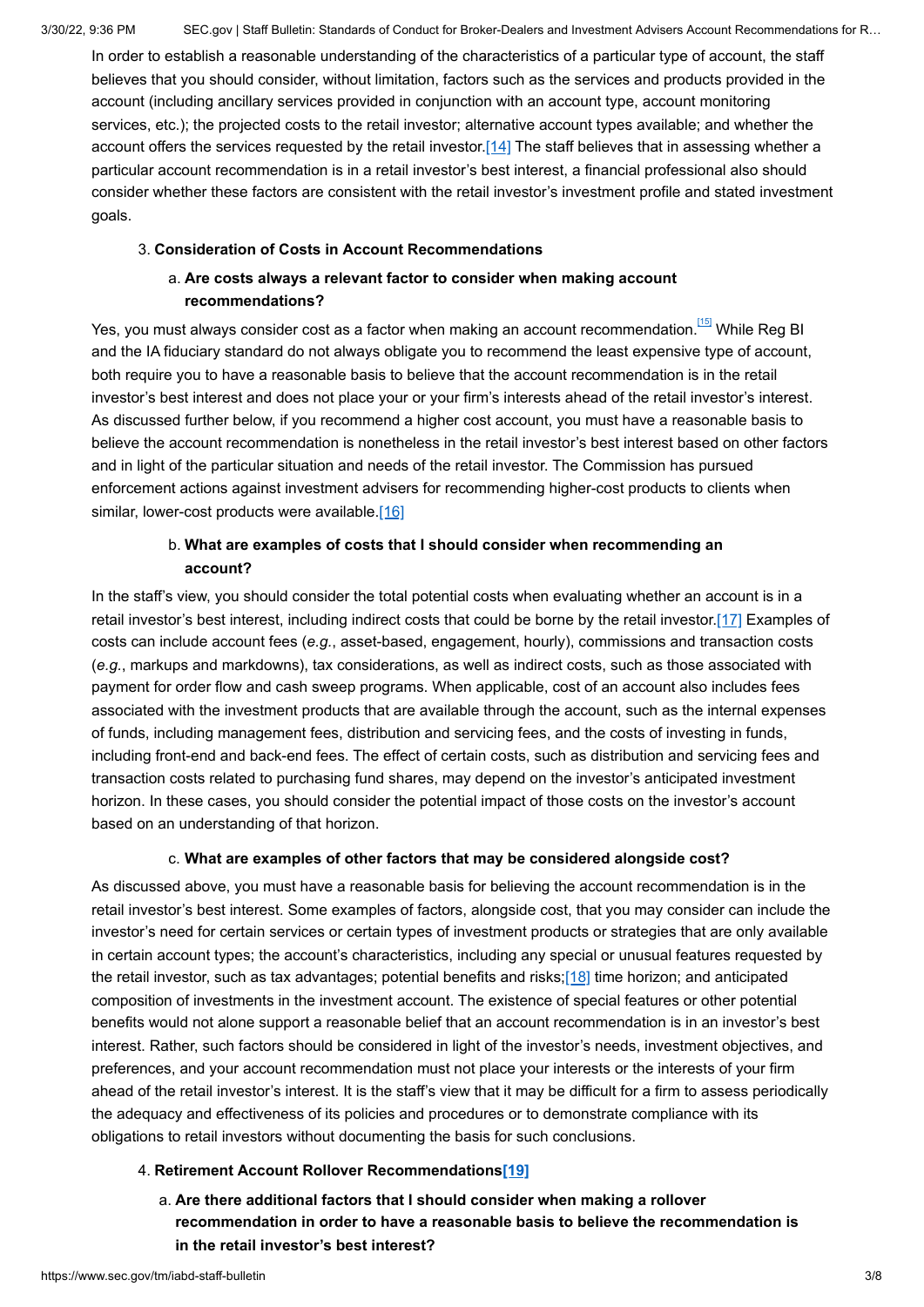In order to establish a reasonable understanding of the characteristics of a particular type of account, the staff believes that you should consider, without limitation, factors such as the services and products provided in the account (including ancillary services provided in conjunction with an account type, account monitoring services, etc.); the projected costs to the retail investor; alternative account types available; and whether the account offers the services requested by the retail investor.[14] The staff believes that in assessing whether a particular account recommendation is in a retail investor's best interest, a financial professional also should consider whether these factors are consistent with the retail investor's investment profile and stated investment goals.

3. **Consideration of Costs in Account Recommendations**

    a. **Are costs always a relevant factor to consider when making account recommendations?**

Yes, you must always consider cost as a factor when making an account recommendation.[15] While Reg BI and the IA fiduciary standard do not always obligate you to recommend the least expensive type of account, both require you to have a reasonable basis to believe that the account recommendation is in the retail investor's best interest and does not place your or your firm's interests ahead of the retail investor's interest. As discussed further below, if you recommend a higher cost account, you must have a reasonable basis to believe the account recommendation is nonetheless in the retail investor's best interest based on other factors and in light of the particular situation and needs of the retail investor. The Commission has pursued enforcement actions against investment advisers for recommending higher-cost products to clients when similar, lower-cost products were available.[16]

    b. **What are examples of costs that I should consider when recommending an account?**

In the staff's view, you should consider the total potential costs when evaluating whether an account is in a retail investor's best interest, including indirect costs that could be borne by the retail investor.[17] Examples of costs can include account fees (*e.g.*, asset-based, engagement, hourly), commissions and transaction costs (*e.g.*, markups and markdowns), tax considerations, as well as indirect costs, such as those associated with payment for order flow and cash sweep programs. When applicable, cost of an account also includes fees associated with the investment products that are available through the account, such as the internal expenses of funds, including management fees, distribution and servicing fees, and the costs of investing in funds, including front-end and back-end fees. The effect of certain costs, such as distribution and servicing fees and transaction costs related to purchasing fund shares, may depend on the investor's anticipated investment horizon. In these cases, you should consider the potential impact of those costs on the investor's account based on an understanding of that horizon.

    c. **What are examples of other factors that may be considered alongside cost?**

As discussed above, you must have a reasonable basis for believing the account recommendation is in the retail investor's best interest. Some examples of factors, alongside cost, that you may consider can include the investor's need for certain services or certain types of investment products or strategies that are only available in certain account types; the account's characteristics, including any special or unusual features requested by the retail investor, such as tax advantages; potential benefits and risks;[18] time horizon; and anticipated composition of investments in the investment account. The existence of special features or other potential benefits would not alone support a reasonable belief that an account recommendation is in an investor's best interest. Rather, such factors should be considered in light of the investor's needs, investment objectives, and preferences, and your account recommendation must not place your interests or the interests of your firm ahead of the retail investor's interest. It is the staff's view that it may be difficult for a firm to assess periodically the adequacy and effectiveness of its policies and procedures or to demonstrate compliance with its obligations to retail investors without documenting the basis for such conclusions.

4. **Retirement Account Rollover Recommendations[19]**

    a. **Are there additional factors that I should consider when making a rollover recommendation in order to have a reasonable basis to believe the recommendation is in the retail investor's best interest?**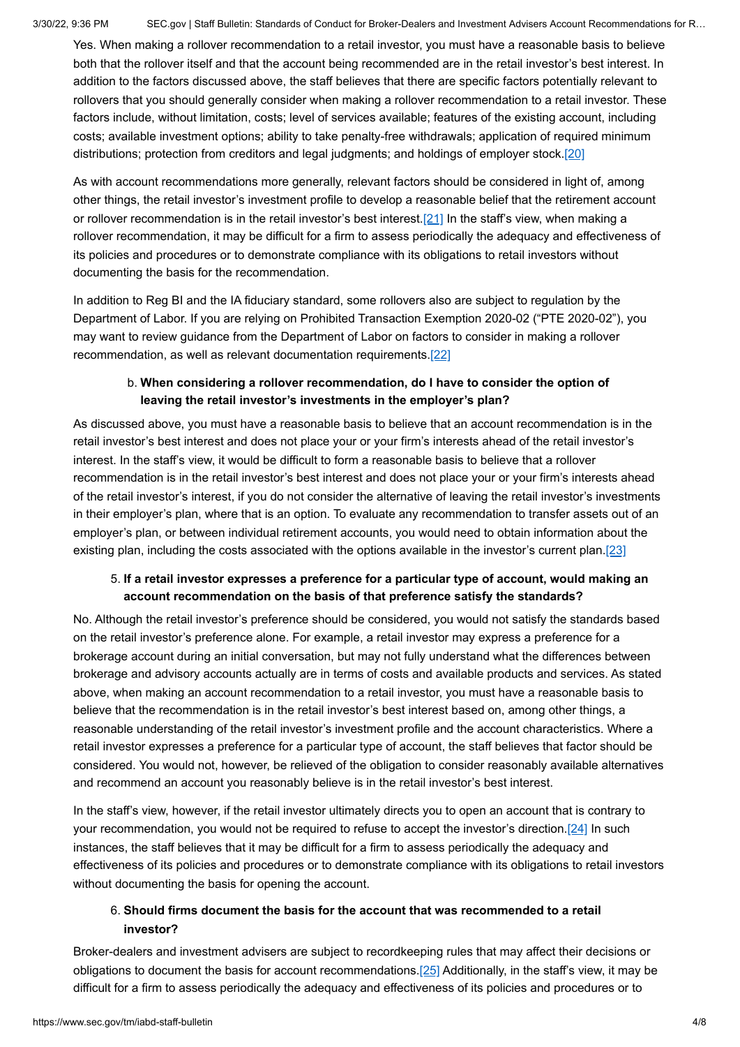Yes. When making a rollover recommendation to a retail investor, you must have a reasonable basis to believe both that the rollover itself and that the account being recommended are in the retail investor's best interest. In addition to the factors discussed above, the staff believes that there are specific factors potentially relevant to rollovers that you should generally consider when making a rollover recommendation to a retail investor. These factors include, without limitation, costs; level of services available; features of the existing account, including costs; available investment options; ability to take penalty-free withdrawals; application of required minimum distributions; protection from creditors and legal judgments; and holdings of employer stock.[20]

As with account recommendations more generally, relevant factors should be considered in light of, among other things, the retail investor's investment profile to develop a reasonable belief that the retirement account or rollover recommendation is in the retail investor's best interest.[21] In the staff's view, when making a rollover recommendation, it may be difficult for a firm to assess periodically the adequacy and effectiveness of its policies and procedures or to demonstrate compliance with its obligations to retail investors without documenting the basis for the recommendation.

In addition to Reg BI and the IA fiduciary standard, some rollovers also are subject to regulation by the Department of Labor. If you are relying on Prohibited Transaction Exemption 2020-02 ("PTE 2020-02"), you may want to review guidance from the Department of Labor on factors to consider in making a rollover recommendation, as well as relevant documentation requirements.[22]

b. **When considering a rollover recommendation, do I have to consider the option of leaving the retail investor's investments in the employer's plan?**

As discussed above, you must have a reasonable basis to believe that an account recommendation is in the retail investor's best interest and does not place your or your firm's interests ahead of the retail investor's interest. In the staff's view, it would be difficult to form a reasonable basis to believe that a rollover recommendation is in the retail investor's best interest and does not place your or your firm's interests ahead of the retail investor's interest, if you do not consider the alternative of leaving the retail investor's investments in their employer's plan, where that is an option. To evaluate any recommendation to transfer assets out of an employer's plan, or between individual retirement accounts, you would need to obtain information about the existing plan, including the costs associated with the options available in the investor's current plan.[23]

5. **If a retail investor expresses a preference for a particular type of account, would making an account recommendation on the basis of that preference satisfy the standards?**

No. Although the retail investor's preference should be considered, you would not satisfy the standards based on the retail investor's preference alone. For example, a retail investor may express a preference for a brokerage account during an initial conversation, but may not fully understand what the differences between brokerage and advisory accounts actually are in terms of costs and available products and services. As stated above, when making an account recommendation to a retail investor, you must have a reasonable basis to believe that the recommendation is in the retail investor's best interest based on, among other things, a reasonable understanding of the retail investor's investment profile and the account characteristics. Where a retail investor expresses a preference for a particular type of account, the staff believes that factor should be considered. You would not, however, be relieved of the obligation to consider reasonably available alternatives and recommend an account you reasonably believe is in the retail investor's best interest.

In the staff's view, however, if the retail investor ultimately directs you to open an account that is contrary to your recommendation, you would not be required to refuse to accept the investor's direction.[24] In such instances, the staff believes that it may be difficult for a firm to assess periodically the adequacy and effectiveness of its policies and procedures or to demonstrate compliance with its obligations to retail investors without documenting the basis for opening the account.

6. **Should firms document the basis for the account that was recommended to a retail investor?**

Broker-dealers and investment advisers are subject to recordkeeping rules that may affect their decisions or obligations to document the basis for account recommendations.[25] Additionally, in the staff's view, it may be difficult for a firm to assess periodically the adequacy and effectiveness of its policies and procedures or to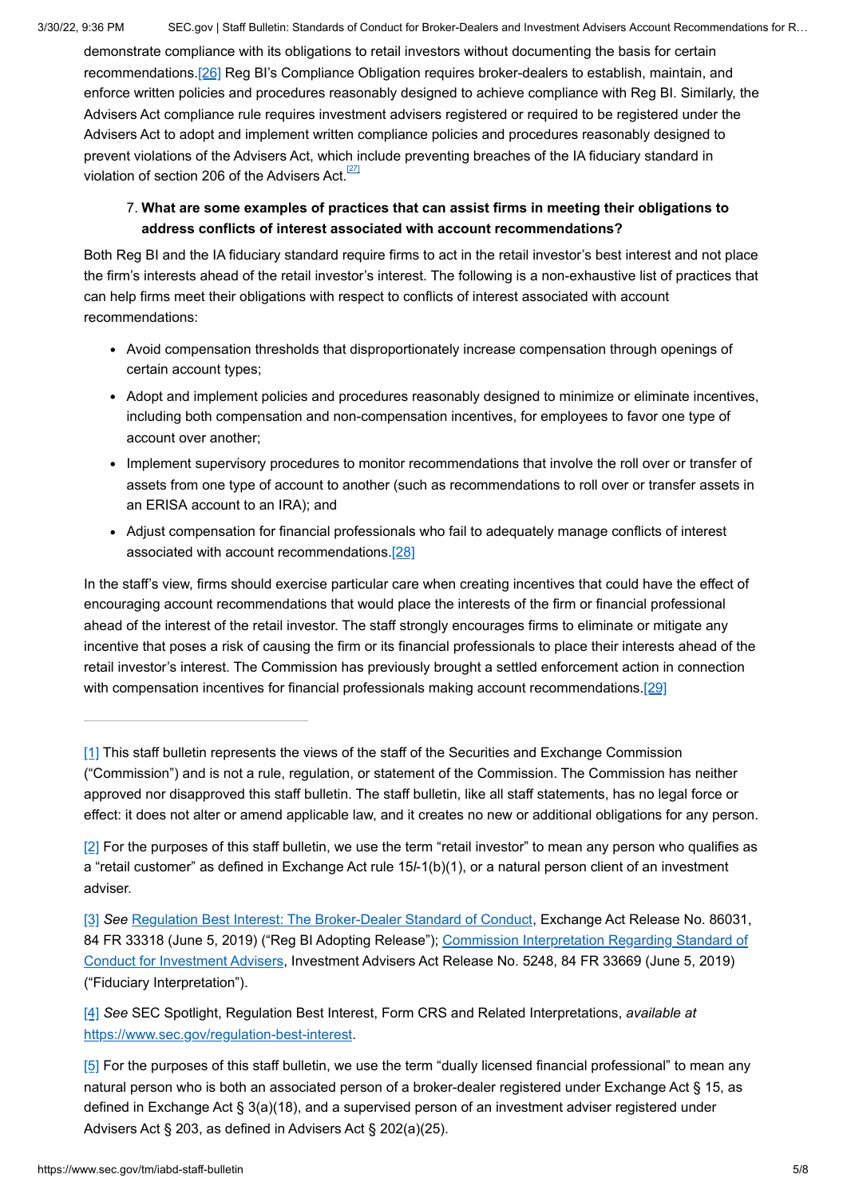demonstrate compliance with its obligations to retail investors without documenting the basis for certain recommendations.[26] Reg BI's Compliance Obligation requires broker-dealers to establish, maintain, and enforce written policies and procedures reasonably designed to achieve compliance with Reg BI. Similarly, the Advisers Act compliance rule requires investment advisers registered or required to be registered under the Advisers Act to adopt and implement written compliance policies and procedures reasonably designed to prevent violations of the Advisers Act, which include preventing breaches of the IA fiduciary standard in violation of section 206 of the Advisers Act.[27]

7. **What are some examples of practices that can assist firms in meeting their obligations to address conflicts of interest associated with account recommendations?**

Both Reg BI and the IA fiduciary standard require firms to act in the retail investor's best interest and not place the firm's interests ahead of the retail investor's interest. The following is a non-exhaustive list of practices that can help firms meet their obligations with respect to conflicts of interest associated with account recommendations:

- Avoid compensation thresholds that disproportionately increase compensation through openings of certain account types;
- Adopt and implement policies and procedures reasonably designed to minimize or eliminate incentives, including both compensation and non-compensation incentives, for employees to favor one type of account over another;
- Implement supervisory procedures to monitor recommendations that involve the roll over or transfer of assets from one type of account to another (such as recommendations to roll over or transfer assets in an ERISA account to an IRA); and
- Adjust compensation for financial professionals who fail to adequately manage conflicts of interest associated with account recommendations.[28]

In the staff's view, firms should exercise particular care when creating incentives that could have the effect of encouraging account recommendations that would place the interests of the firm or financial professional ahead of the interest of the retail investor. The staff strongly encourages firms to eliminate or mitigate any incentive that poses a risk of causing the firm or its financial professionals to place their interests ahead of the retail investor's interest. The Commission has previously brought a settled enforcement action in connection with compensation incentives for financial professionals making account recommendations.[29]

---

[1] This staff bulletin represents the views of the staff of the Securities and Exchange Commission ("Commission") and is not a rule, regulation, or statement of the Commission. The Commission has neither approved nor disapproved this staff bulletin. The staff bulletin, like all staff statements, has no legal force or effect: it does not alter or amend applicable law, and it creates no new or additional obligations for any person.

[2] For the purposes of this staff bulletin, we use the term "retail investor" to mean any person who qualifies as a "retail customer" as defined in Exchange Act rule 15*l*-1(b)(1), or a natural person client of an investment adviser.

[3] *See* Regulation Best Interest: The Broker-Dealer Standard of Conduct, Exchange Act Release No. 86031, 84 FR 33318 (June 5, 2019) ("Reg BI Adopting Release"); Commission Interpretation Regarding Standard of Conduct for Investment Advisers, Investment Advisers Act Release No. 5248, 84 FR 33669 (June 5, 2019) ("Fiduciary Interpretation").

[4] *See* SEC Spotlight, Regulation Best Interest, Form CRS and Related Interpretations, *available at* https://www.sec.gov/regulation-best-interest.

[5] For the purposes of this staff bulletin, we use the term "dually licensed financial professional" to mean any natural person who is both an associated person of a broker-dealer registered under Exchange Act § 15, as defined in Exchange Act § 3(a)(18), and a supervised person of an investment adviser registered under Advisers Act § 203, as defined in Advisers Act § 202(a)(25).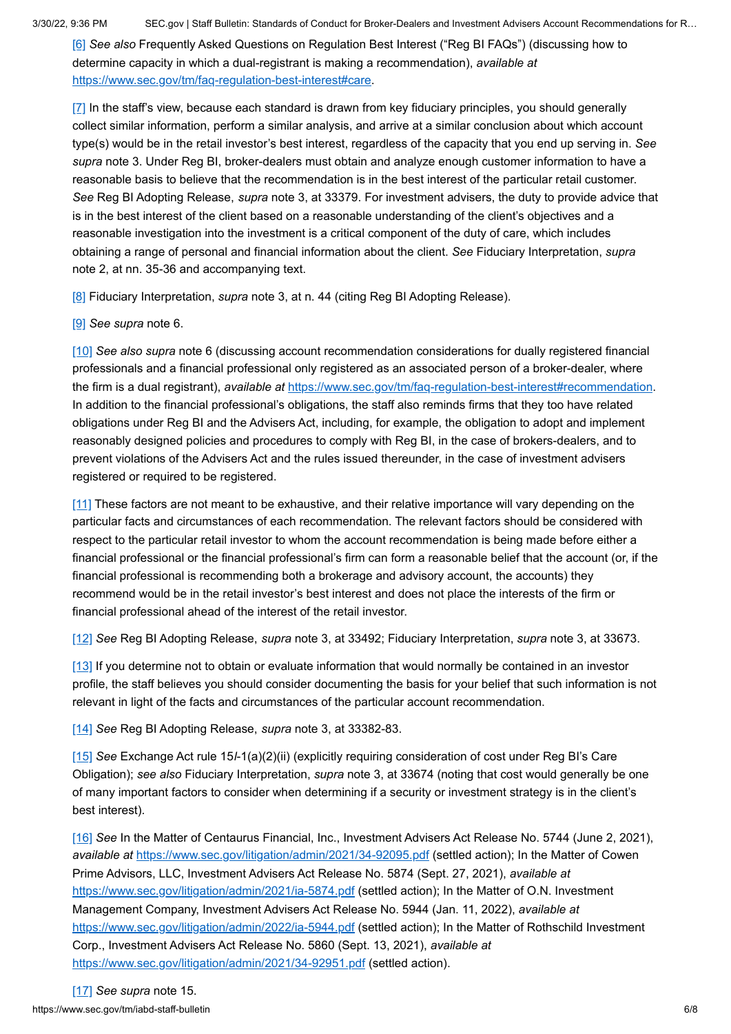[6] *See also* Frequently Asked Questions on Regulation Best Interest ("Reg BI FAQs") (discussing how to determine capacity in which a dual-registrant is making a recommendation), *available at* https://www.sec.gov/tm/faq-regulation-best-interest#care.

[7] In the staff's view, because each standard is drawn from key fiduciary principles, you should generally collect similar information, perform a similar analysis, and arrive at a similar conclusion about which account type(s) would be in the retail investor's best interest, regardless of the capacity that you end up serving in. *See supra* note 3. Under Reg BI, broker-dealers must obtain and analyze enough customer information to have a reasonable basis to believe that the recommendation is in the best interest of the particular retail customer. *See* Reg BI Adopting Release, *supra* note 3, at 33379. For investment advisers, the duty to provide advice that is in the best interest of the client based on a reasonable understanding of the client's objectives and a reasonable investigation into the investment is a critical component of the duty of care, which includes obtaining a range of personal and financial information about the client. *See* Fiduciary Interpretation, *supra* note 2, at nn. 35-36 and accompanying text.

[8] Fiduciary Interpretation, *supra* note 3, at n. 44 (citing Reg BI Adopting Release).

[9] *See supra* note 6.

[10] *See also supra* note 6 (discussing account recommendation considerations for dually registered financial professionals and a financial professional only registered as an associated person of a broker-dealer, where the firm is a dual registrant), *available at* https://www.sec.gov/tm/faq-regulation-best-interest#recommendation. In addition to the financial professional's obligations, the staff also reminds firms that they too have related obligations under Reg BI and the Advisers Act, including, for example, the obligation to adopt and implement reasonably designed policies and procedures to comply with Reg BI, in the case of brokers-dealers, and to prevent violations of the Advisers Act and the rules issued thereunder, in the case of investment advisers registered or required to be registered.

[11] These factors are not meant to be exhaustive, and their relative importance will vary depending on the particular facts and circumstances of each recommendation. The relevant factors should be considered with respect to the particular retail investor to whom the account recommendation is being made before either a financial professional or the financial professional's firm can form a reasonable belief that the account (or, if the financial professional is recommending both a brokerage and advisory account, the accounts) they recommend would be in the retail investor's best interest and does not place the interests of the firm or financial professional ahead of the interest of the retail investor.

[12] *See* Reg BI Adopting Release, *supra* note 3, at 33492; Fiduciary Interpretation, *supra* note 3, at 33673.

[13] If you determine not to obtain or evaluate information that would normally be contained in an investor profile, the staff believes you should consider documenting the basis for your belief that such information is not relevant in light of the facts and circumstances of the particular account recommendation.

[14] *See* Reg BI Adopting Release, *supra* note 3, at 33382-83.

[15] *See* Exchange Act rule 15*l*-1(a)(2)(ii) (explicitly requiring consideration of cost under Reg BI's Care Obligation); *see also* Fiduciary Interpretation, *supra* note 3, at 33674 (noting that cost would generally be one of many important factors to consider when determining if a security or investment strategy is in the client's best interest).

[16] *See* In the Matter of Centaurus Financial, Inc., Investment Advisers Act Release No. 5744 (June 2, 2021), *available at* https://www.sec.gov/litigation/admin/2021/34-92095.pdf (settled action); In the Matter of Cowen Prime Advisors, LLC, Investment Advisers Act Release No. 5874 (Sept. 27, 2021), *available at* https://www.sec.gov/litigation/admin/2021/ia-5874.pdf (settled action); In the Matter of O.N. Investment Management Company, Investment Advisers Act Release No. 5944 (Jan. 11, 2022), *available at* https://www.sec.gov/litigation/admin/2022/ia-5944.pdf (settled action); In the Matter of Rothschild Investment Corp., Investment Advisers Act Release No. 5860 (Sept. 13, 2021), *available at* https://www.sec.gov/litigation/admin/2021/34-92951.pdf (settled action).

[17] *See supra* note 15.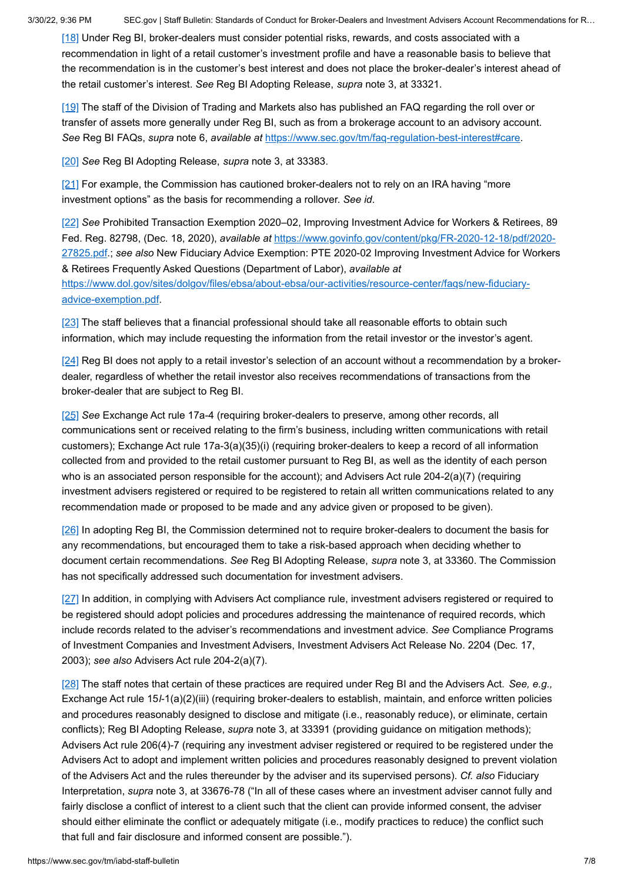[18] Under Reg BI, broker-dealers must consider potential risks, rewards, and costs associated with a recommendation in light of a retail customer's investment profile and have a reasonable basis to believe that the recommendation is in the customer's best interest and does not place the broker-dealer's interest ahead of the retail customer's interest. *See* Reg BI Adopting Release, *supra* note 3, at 33321.

[19] The staff of the Division of Trading and Markets also has published an FAQ regarding the roll over or transfer of assets more generally under Reg BI, such as from a brokerage account to an advisory account. *See* Reg BI FAQs, *supra* note 6, *available at* https://www.sec.gov/tm/faq-regulation-best-interest#care.

[20] *See* Reg BI Adopting Release, *supra* note 3, at 33383.

[21] For example, the Commission has cautioned broker-dealers not to rely on an IRA having "more investment options" as the basis for recommending a rollover. *See id*.

[22] *See* Prohibited Transaction Exemption 2020–02, Improving Investment Advice for Workers & Retirees, 89 Fed. Reg. 82798, (Dec. 18, 2020), *available at* https://www.govinfo.gov/content/pkg/FR-2020-12-18/pdf/2020-27825.pdf.; *see also* New Fiduciary Advice Exemption: PTE 2020-02 Improving Investment Advice for Workers & Retirees Frequently Asked Questions (Department of Labor), *available at* https://www.dol.gov/sites/dolgov/files/ebsa/about-ebsa/our-activities/resource-center/faqs/new-fiduciary-advice-exemption.pdf.

[23] The staff believes that a financial professional should take all reasonable efforts to obtain such information, which may include requesting the information from the retail investor or the investor's agent.

[24] Reg BI does not apply to a retail investor's selection of an account without a recommendation by a broker-dealer, regardless of whether the retail investor also receives recommendations of transactions from the broker-dealer that are subject to Reg BI.

[25] *See* Exchange Act rule 17a-4 (requiring broker-dealers to preserve, among other records, all communications sent or received relating to the firm's business, including written communications with retail customers); Exchange Act rule 17a-3(a)(35)(i) (requiring broker-dealers to keep a record of all information collected from and provided to the retail customer pursuant to Reg BI, as well as the identity of each person who is an associated person responsible for the account); and Advisers Act rule 204-2(a)(7) (requiring investment advisers registered or required to be registered to retain all written communications related to any recommendation made or proposed to be made and any advice given or proposed to be given).

[26] In adopting Reg BI, the Commission determined not to require broker-dealers to document the basis for any recommendations, but encouraged them to take a risk-based approach when deciding whether to document certain recommendations. *See* Reg BI Adopting Release, *supra* note 3, at 33360. The Commission has not specifically addressed such documentation for investment advisers.

[27] In addition, in complying with Advisers Act compliance rule, investment advisers registered or required to be registered should adopt policies and procedures addressing the maintenance of required records, which include records related to the adviser's recommendations and investment advice. *See* Compliance Programs of Investment Companies and Investment Advisers, Investment Advisers Act Release No. 2204 (Dec. 17, 2003); *see also* Advisers Act rule 204-2(a)(7).

[28] The staff notes that certain of these practices are required under Reg BI and the Advisers Act. *See, e.g.,* Exchange Act rule 15*l*-1(a)(2)(iii) (requiring broker-dealers to establish, maintain, and enforce written policies and procedures reasonably designed to disclose and mitigate (i.e., reasonably reduce), or eliminate, certain conflicts); Reg BI Adopting Release, *supra* note 3, at 33391 (providing guidance on mitigation methods); Advisers Act rule 206(4)-7 (requiring any investment adviser registered or required to be registered under the Advisers Act to adopt and implement written policies and procedures reasonably designed to prevent violation of the Advisers Act and the rules thereunder by the adviser and its supervised persons). *Cf. also* Fiduciary Interpretation, *supra* note 3, at 33676-78 ("In all of these cases where an investment adviser cannot fully and fairly disclose a conflict of interest to a client such that the client can provide informed consent, the adviser should either eliminate the conflict or adequately mitigate (i.e., modify practices to reduce) the conflict such that full and fair disclosure and informed consent are possible.").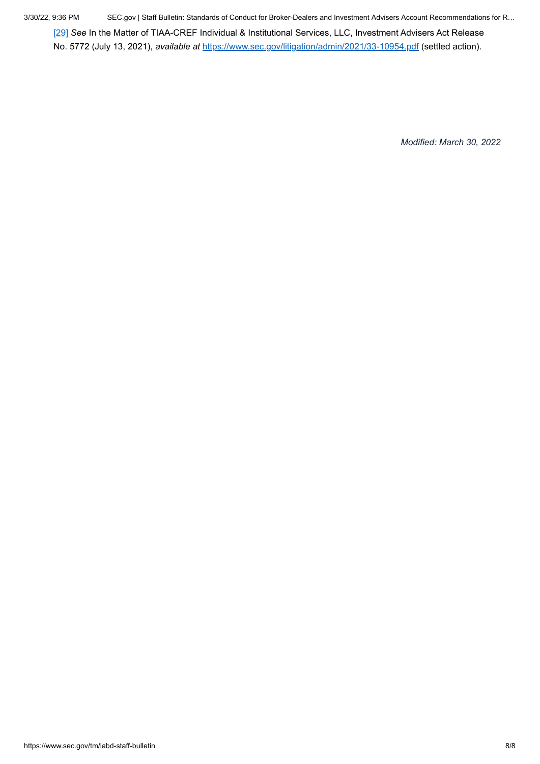[29] *See* In the Matter of TIAA-CREF Individual & Institutional Services, LLC, Investment Advisers Act Release No. 5772 (July 13, 2021), *available at* https://www.sec.gov/litigation/admin/2021/33-10954.pdf (settled action).

*Modified: March 30, 2022*